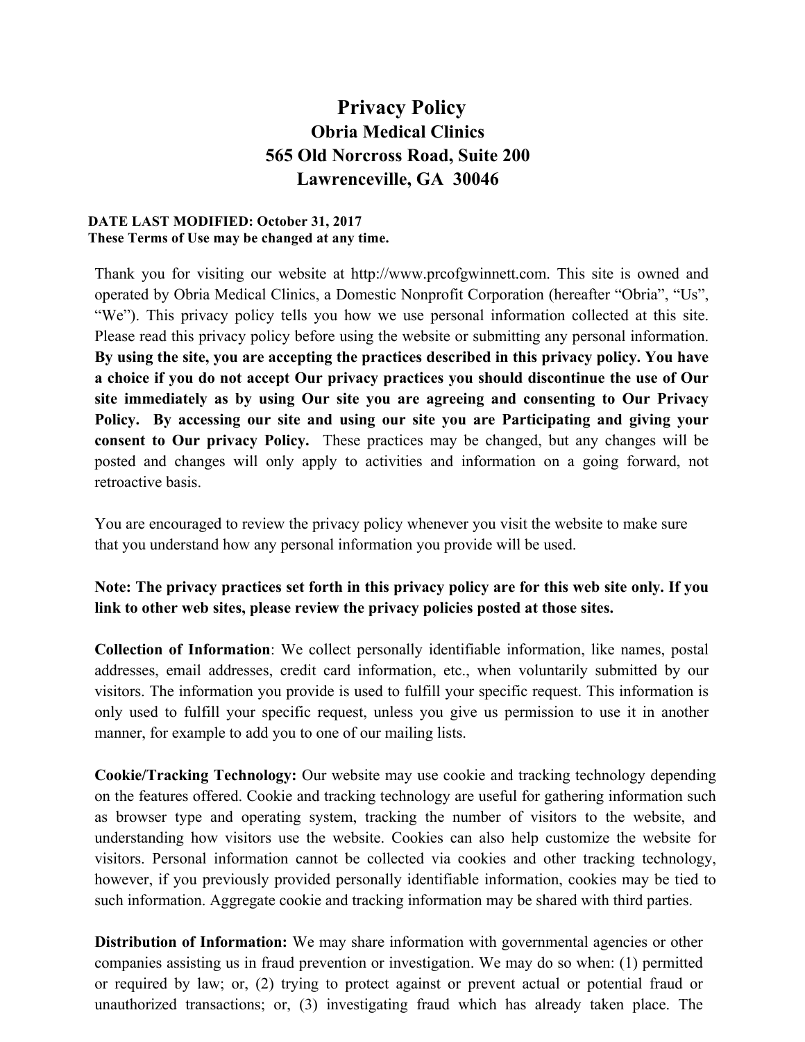# Privacy Policy

## Obria Medical Clinics

## 565 Old Norcross Road, Suite 200

## Lawrenceville, GA 30046

**DATE LAST MODIFIED: October 31, 2017**
**These Terms of Use may be changed at any time.**

Thank you for visiting our website at http://www.prcofgwinnett.com. This site is owned and operated by Obria Medical Clinics, a Domestic Nonprofit Corporation (hereafter "Obria", "Us", "We"). This privacy policy tells you how we use personal information collected at this site. Please read this privacy policy before using the website or submitting any personal information. **By using the site, you are accepting the practices described in this privacy policy. You have a choice if you do not accept Our privacy practices you should discontinue the use of Our site immediately as by using Our site you are agreeing and consenting to Our Privacy Policy. By accessing our site and using our site you are Participating and giving your consent to Our privacy Policy.** These practices may be changed, but any changes will be posted and changes will only apply to activities and information on a going forward, not retroactive basis.

You are encouraged to review the privacy policy whenever you visit the website to make sure that you understand how any personal information you provide will be used.

**Note: The privacy practices set forth in this privacy policy are for this web site only. If you link to other web sites, please review the privacy policies posted at those sites.**

**Collection of Information**: We collect personally identifiable information, like names, postal addresses, email addresses, credit card information, etc., when voluntarily submitted by our visitors. The information you provide is used to fulfill your specific request. This information is only used to fulfill your specific request, unless you give us permission to use it in another manner, for example to add you to one of our mailing lists.

**Cookie/Tracking Technology:** Our website may use cookie and tracking technology depending on the features offered. Cookie and tracking technology are useful for gathering information such as browser type and operating system, tracking the number of visitors to the website, and understanding how visitors use the website. Cookies can also help customize the website for visitors. Personal information cannot be collected via cookies and other tracking technology, however, if you previously provided personally identifiable information, cookies may be tied to such information. Aggregate cookie and tracking information may be shared with third parties.

**Distribution of Information:** We may share information with governmental agencies or other companies assisting us in fraud prevention or investigation. We may do so when: (1) permitted or required by law; or, (2) trying to protect against or prevent actual or potential fraud or unauthorized transactions; or, (3) investigating fraud which has already taken place. The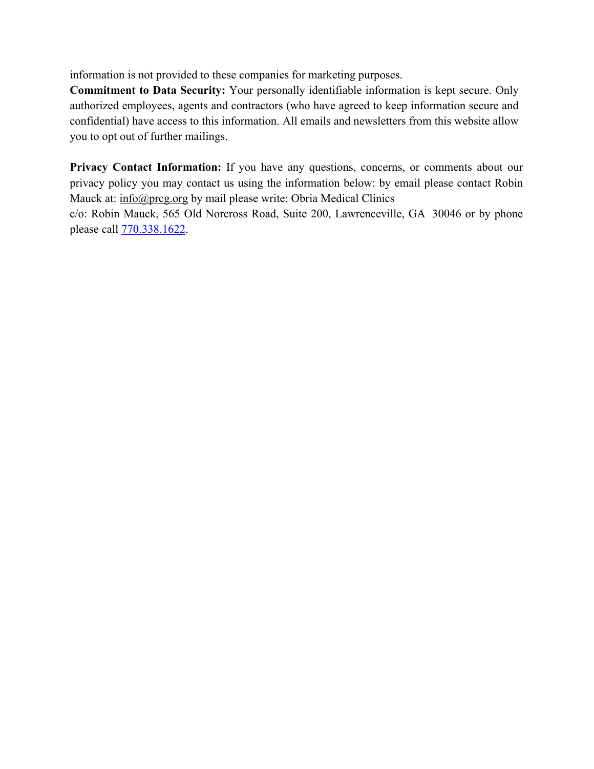information is not provided to these companies for marketing purposes.

**Commitment to Data Security:** Your personally identifiable information is kept secure. Only authorized employees, agents and contractors (who have agreed to keep information secure and confidential) have access to this information. All emails and newsletters from this website allow you to opt out of further mailings.

**Privacy Contact Information:** If you have any questions, concerns, or comments about our privacy policy you may contact us using the information below: by email please contact Robin Mauck at: info@prcg.org by mail please write: Obria Medical Clinics c/o: Robin Mauck, 565 Old Norcross Road, Suite 200, Lawrenceville, GA 30046 or by phone please call 770.338.1622.